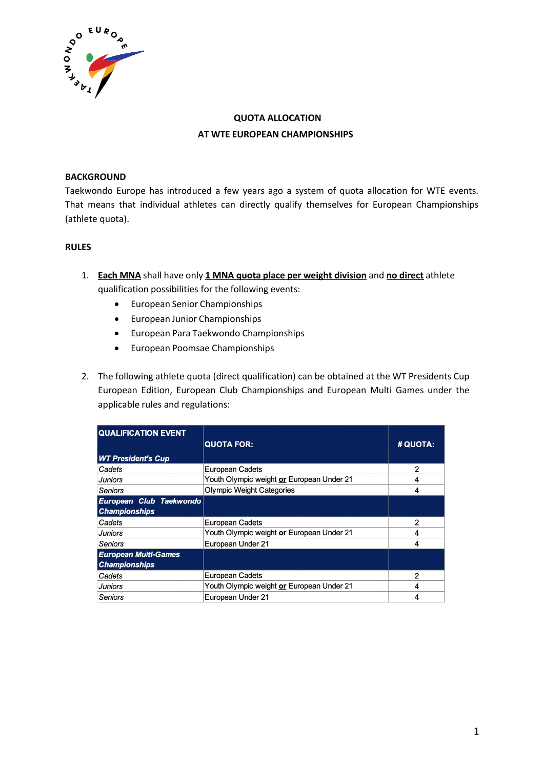**QUOTA ALLOCATION**
**AT WTE EUROPEAN CHAMPIONSHIPS**

**BACKGROUND**

Taekwondo Europe has introduced a few years ago a system of quota allocation for WTE events. That means that individual athletes can directly qualify themselves for European Championships (athlete quota).

**RULES**

1. **Each MNA** shall have only **1 MNA quota place per weight division** and **no direct** athlete qualification possibilities for the following events:
   - European Senior Championships
   - European Junior Championships
   - European Para Taekwondo Championships
   - European Poomsae Championships

2. The following athlete quota (direct qualification) can be obtained at the WT Presidents Cup European Edition, European Club Championships and European Multi Games under the applicable rules and regulations:

| QUALIFICATION EVENT<br>***WT President's Cup*** | QUOTA FOR: | # QUOTA: |
|---|---|---|
| *Cadets* | European Cadets | 2 |
| *Juniors* | Youth Olympic weight **or** European Under 21 | 4 |
| *Seniors* | Olympic Weight Categories | 4 |
| ***European Club Taekwondo Championships*** | | |
| *Cadets* | European Cadets | 2 |
| *Juniors* | Youth Olympic weight **or** European Under 21 | 4 |
| *Seniors* | European Under 21 | 4 |
| ***European Multi-Games Championships*** | | |
| *Cadets* | European Cadets | 2 |
| *Juniors* | Youth Olympic weight **or** European Under 21 | 4 |
| *Seniors* | European Under 21 | 4 |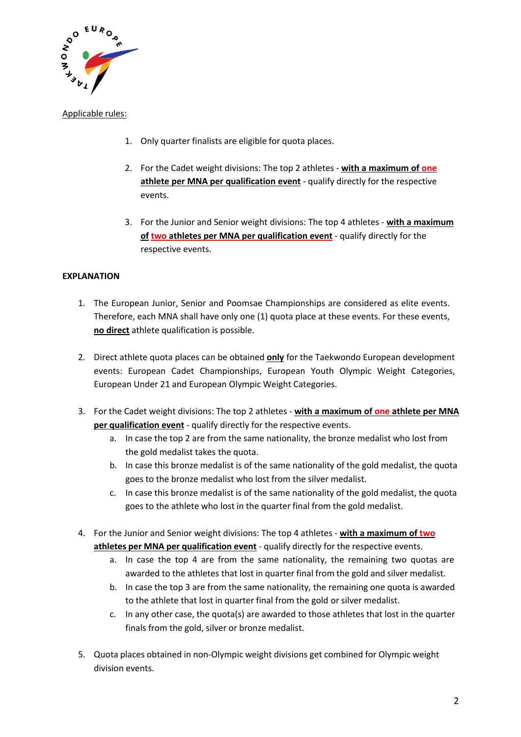Applicable rules:

1. Only quarter finalists are eligible for quota places.
2. For the Cadet weight divisions: The top 2 athletes - **with a maximum of one athlete per MNA per qualification event** - qualify directly for the respective events.
3. For the Junior and Senior weight divisions: The top 4 athletes - **with a maximum of two athletes per MNA per qualification event** - qualify directly for the respective events.

**EXPLANATION**

1. The European Junior, Senior and Poomsae Championships are considered as elite events. Therefore, each MNA shall have only one (1) quota place at these events. For these events, **no direct** athlete qualification is possible.
2. Direct athlete quota places can be obtained **only** for the Taekwondo European development events: European Cadet Championships, European Youth Olympic Weight Categories, European Under 21 and European Olympic Weight Categories.
3. For the Cadet weight divisions: The top 2 athletes - **with a maximum of one athlete per MNA per qualification event** - qualify directly for the respective events.
   a. In case the top 2 are from the same nationality, the bronze medalist who lost from the gold medalist takes the quota.
   b. In case this bronze medalist is of the same nationality of the gold medalist, the quota goes to the bronze medalist who lost from the silver medalist.
   c. In case this bronze medalist is of the same nationality of the gold medalist, the quota goes to the athlete who lost in the quarter final from the gold medalist.
4. For the Junior and Senior weight divisions: The top 4 athletes - **with a maximum of two athletes per MNA per qualification event** - qualify directly for the respective events.
   a. In case the top 4 are from the same nationality, the remaining two quotas are awarded to the athletes that lost in quarter final from the gold and silver medalist.
   b. In case the top 3 are from the same nationality, the remaining one quota is awarded to the athlete that lost in quarter final from the gold or silver medalist.
   c. In any other case, the quota(s) are awarded to those athletes that lost in the quarter finals from the gold, silver or bronze medalist.
5. Quota places obtained in non-Olympic weight divisions get combined for Olympic weight division events.